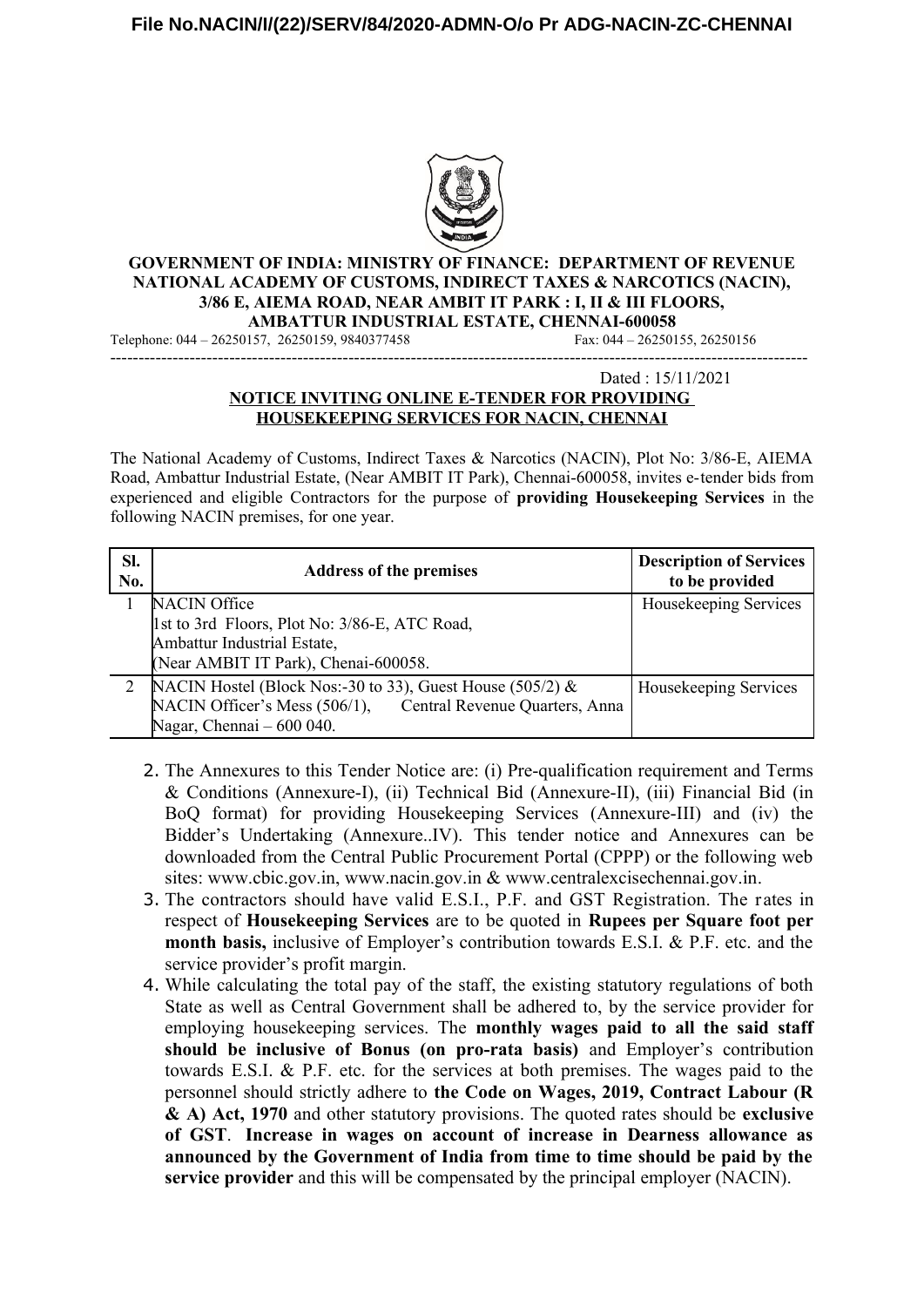File No.NACIN/I/(22)/SERV/84/2020-ADMN-O/o Pr ADG-NACIN-ZC-CHENNAI

**GOVERNMENT OF INDIA: MINISTRY OF FINANCE: DEPARTMENT OF REVENUE**
**NATIONAL ACADEMY OF CUSTOMS, INDIRECT TAXES & NARCOTICS (NACIN),**
**3/86 E, AIEMA ROAD, NEAR AMBIT IT PARK : I, II & III FLOORS,**
**AMBATTUR INDUSTRIAL ESTATE, CHENNAI-600058**

Telephone: 044 – 26250157, 26250159, 9840377458 Fax: 044 – 26250155, 26250156

---

Dated : 15/11/2021

## NOTICE INVITING ONLINE E-TENDER FOR PROVIDING HOUSEKEEPING SERVICES FOR NACIN, CHENNAI

The National Academy of Customs, Indirect Taxes & Narcotics (NACIN), Plot No: 3/86-E, AIEMA Road, Ambattur Industrial Estate, (Near AMBIT IT Park), Chennai-600058, invites e-tender bids from experienced and eligible Contractors for the purpose of **providing Housekeeping Services** in the following NACIN premises, for one year.

| Sl. No. | Address of the premises | Description of Services to be provided |
|---|---|---|
| 1 | NACIN Office<br>1st to 3rd Floors, Plot No: 3/86-E, ATC Road,<br>Ambattur Industrial Estate,<br>(Near AMBIT IT Park), Chenai-600058. | Housekeeping Services |
| 2 | NACIN Hostel (Block Nos:-30 to 33), Guest House (505/2) & NACIN Officer's Mess (506/1), Central Revenue Quarters, Anna Nagar, Chennai – 600 040. | Housekeeping Services |

2. The Annexures to this Tender Notice are: (i) Pre-qualification requirement and Terms & Conditions (Annexure-I), (ii) Technical Bid (Annexure-II), (iii) Financial Bid (in BoQ format) for providing Housekeeping Services (Annexure-III) and (iv) the Bidder's Undertaking (Annexure..IV). This tender notice and Annexures can be downloaded from the Central Public Procurement Portal (CPPP) or the following web sites: www.cbic.gov.in, www.nacin.gov.in & www.centralexcisechennai.gov.in.
3. The contractors should have valid E.S.I., P.F. and GST Registration. The rates in respect of **Housekeeping Services** are to be quoted in **Rupees per Square foot per month basis,** inclusive of Employer's contribution towards E.S.I. & P.F. etc. and the service provider's profit margin.
4. While calculating the total pay of the staff, the existing statutory regulations of both State as well as Central Government shall be adhered to, by the service provider for employing housekeeping services. The **monthly wages paid to all the said staff should be inclusive of Bonus (on pro-rata basis)** and Employer's contribution towards E.S.I. & P.F. etc. for the services at both premises. The wages paid to the personnel should strictly adhere to **the Code on Wages, 2019, Contract Labour (R & A) Act, 1970** and other statutory provisions. The quoted rates should be **exclusive of GST**. **Increase in wages on account of increase in Dearness allowance as announced by the Government of India from time to time should be paid by the service provider** and this will be compensated by the principal employer (NACIN).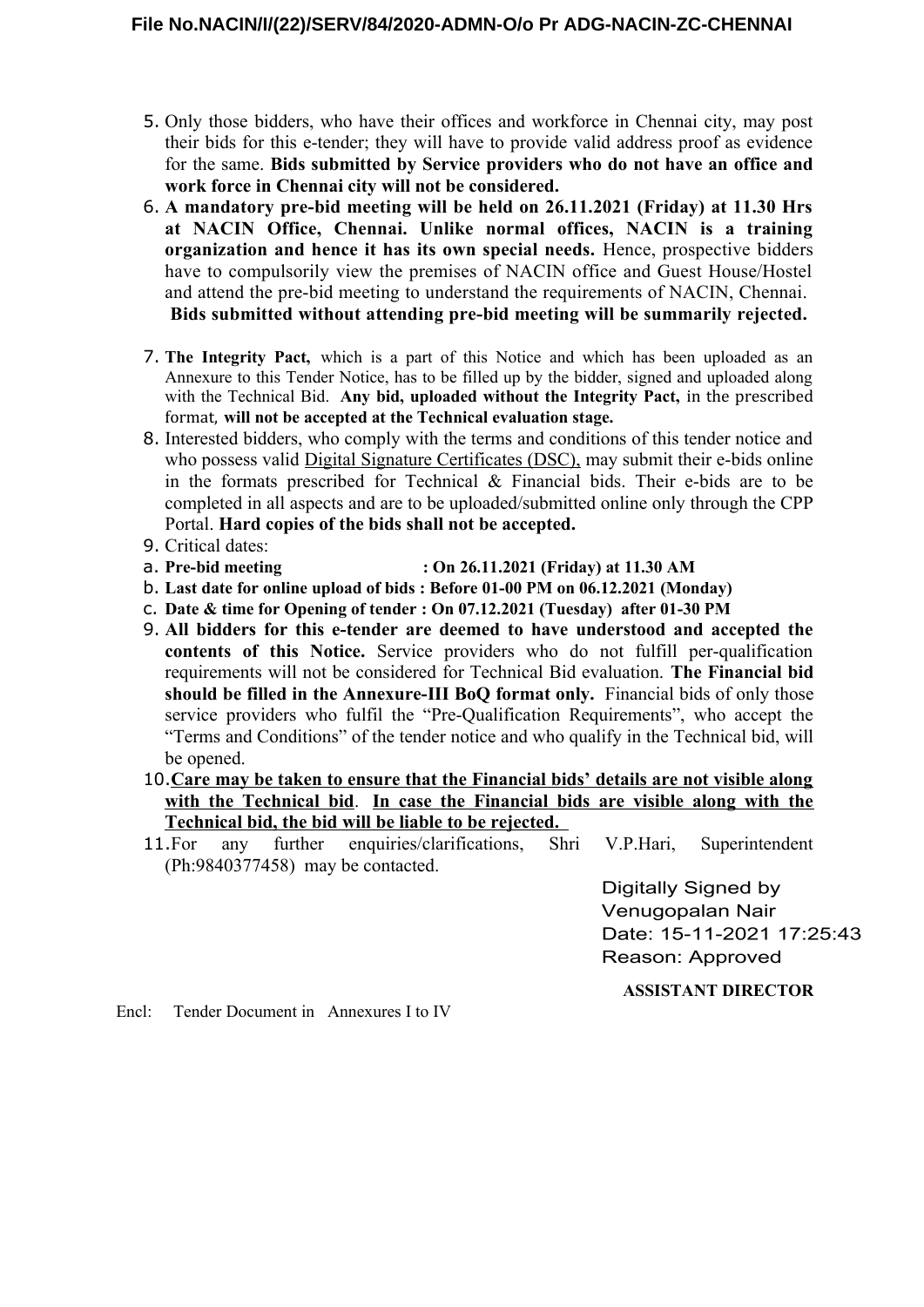5. Only those bidders, who have their offices and workforce in Chennai city, may post their bids for this e-tender; they will have to provide valid address proof as evidence for the same. **Bids submitted by Service providers who do not have an office and work force in Chennai city will not be considered.**
6. **A mandatory pre-bid meeting will be held on 26.11.2021 (Friday) at 11.30 Hrs at NACIN Office, Chennai. Unlike normal offices, NACIN is a training organization and hence it has its own special needs.** Hence, prospective bidders have to compulsorily view the premises of NACIN office and Guest House/Hostel and attend the pre-bid meeting to understand the requirements of NACIN, Chennai. **Bids submitted without attending pre-bid meeting will be summarily rejected.**
7. **The Integrity Pact,** which is a part of this Notice and which has been uploaded as an Annexure to this Tender Notice, has to be filled up by the bidder, signed and uploaded along with the Technical Bid. **Any bid, uploaded without the Integrity Pact,** in the prescribed format, **will not be accepted at the Technical evaluation stage.**
8. Interested bidders, who comply with the terms and conditions of this tender notice and who possess valid Digital Signature Certificates (DSC), may submit their e-bids online in the formats prescribed for Technical & Financial bids. Their e-bids are to be completed in all aspects and are to be uploaded/submitted online only through the CPP Portal. **Hard copies of the bids shall not be accepted.**
9. Critical dates:
   a. **Pre-bid meeting : On 26.11.2021 (Friday) at 11.30 AM**
   b. **Last date for online upload of bids : Before 01-00 PM on 06.12.2021 (Monday)**
   c. **Date & time for Opening of tender : On 07.12.2021 (Tuesday) after 01-30 PM**
9. **All bidders for this e-tender are deemed to have understood and accepted the contents of this Notice.** Service providers who do not fulfill per-qualification requirements will not be considered for Technical Bid evaluation. **The Financial bid should be filled in the Annexure-III BoQ format only.** Financial bids of only those service providers who fulfil the "Pre-Qualification Requirements", who accept the "Terms and Conditions" of the tender notice and who qualify in the Technical bid, will be opened.
10. **Care may be taken to ensure that the Financial bids' details are not visible along with the Technical bid**. **In case the Financial bids are visible along with the Technical bid, the bid will be liable to be rejected.**
11. For any further enquiries/clarifications, Shri V.P.Hari, Superintendent (Ph:9840377458) may be contacted.

Digitally Signed by
Venugopalan Nair
Date: 15-11-2021 17:25:43
Reason: Approved

**ASSISTANT DIRECTOR**

Encl: Tender Document in Annexures I to IV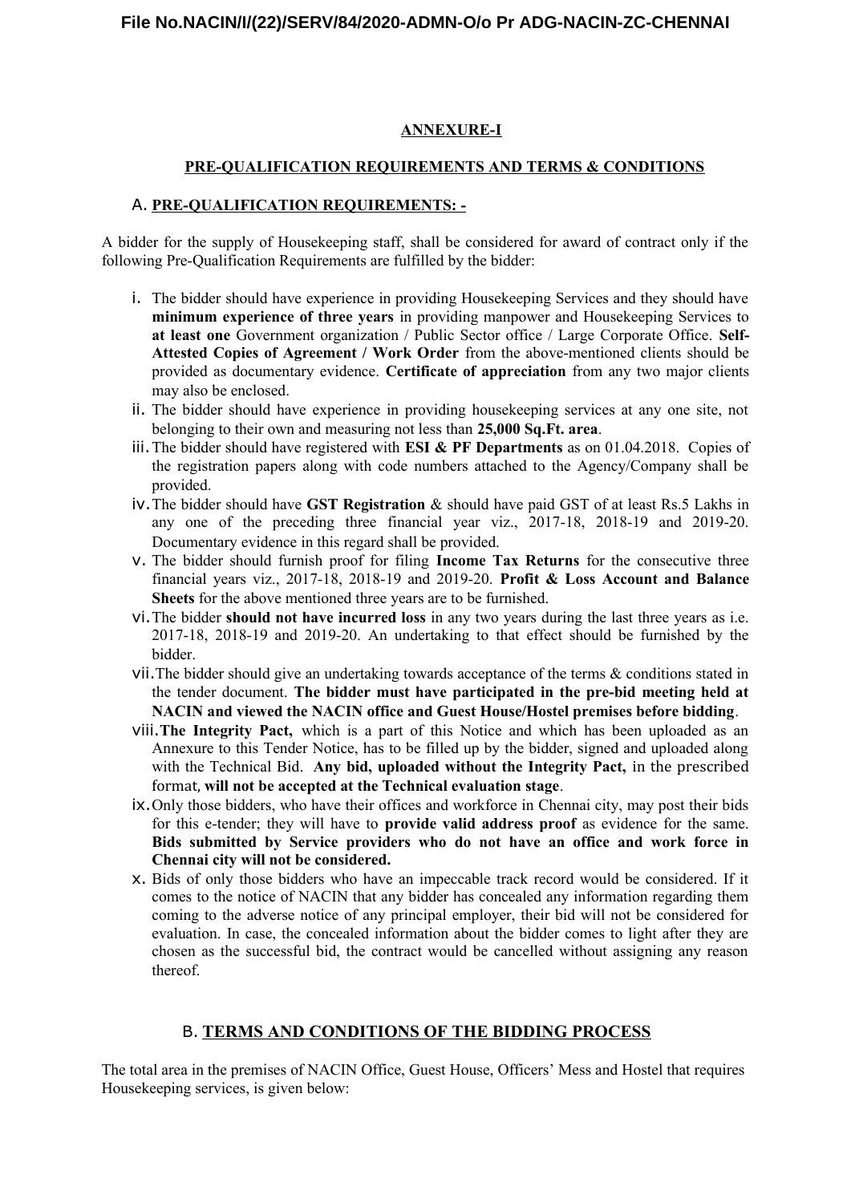## ANNEXURE-I

## PRE-QUALIFICATION REQUIREMENTS AND TERMS & CONDITIONS

### A. PRE-QUALIFICATION REQUIREMENTS: -

A bidder for the supply of Housekeeping staff, shall be considered for award of contract only if the following Pre-Qualification Requirements are fulfilled by the bidder:

i. The bidder should have experience in providing Housekeeping Services and they should have **minimum experience of three years** in providing manpower and Housekeeping Services to **at least one** Government organization / Public Sector office / Large Corporate Office. **Self-Attested Copies of Agreement / Work Order** from the above-mentioned clients should be provided as documentary evidence. **Certificate of appreciation** from any two major clients may also be enclosed.

ii. The bidder should have experience in providing housekeeping services at any one site, not belonging to their own and measuring not less than **25,000 Sq.Ft. area**.

iii. The bidder should have registered with **ESI & PF Departments** as on 01.04.2018. Copies of the registration papers along with code numbers attached to the Agency/Company shall be provided.

iv. The bidder should have **GST Registration** & should have paid GST of at least Rs.5 Lakhs in any one of the preceding three financial year viz., 2017-18, 2018-19 and 2019-20. Documentary evidence in this regard shall be provided.

v. The bidder should furnish proof for filing **Income Tax Returns** for the consecutive three financial years viz., 2017-18, 2018-19 and 2019-20. **Profit & Loss Account and Balance Sheets** for the above mentioned three years are to be furnished.

vi. The bidder **should not have incurred loss** in any two years during the last three years as i.e. 2017-18, 2018-19 and 2019-20. An undertaking to that effect should be furnished by the bidder.

vii. The bidder should give an undertaking towards acceptance of the terms & conditions stated in the tender document. **The bidder must have participated in the pre-bid meeting held at NACIN and viewed the NACIN office and Guest House/Hostel premises before bidding**.

viii. **The Integrity Pact,** which is a part of this Notice and which has been uploaded as an Annexure to this Tender Notice, has to be filled up by the bidder, signed and uploaded along with the Technical Bid. **Any bid, uploaded without the Integrity Pact,** in the prescribed format, **will not be accepted at the Technical evaluation stage**.

ix. Only those bidders, who have their offices and workforce in Chennai city, may post their bids for this e-tender; they will have to **provide valid address proof** as evidence for the same. **Bids submitted by Service providers who do not have an office and work force in Chennai city will not be considered.**

x. Bids of only those bidders who have an impeccable track record would be considered. If it comes to the notice of NACIN that any bidder has concealed any information regarding them coming to the adverse notice of any principal employer, their bid will not be considered for evaluation. In case, the concealed information about the bidder comes to light after they are chosen as the successful bid, the contract would be cancelled without assigning any reason thereof.

### B. TERMS AND CONDITIONS OF THE BIDDING PROCESS

The total area in the premises of NACIN Office, Guest House, Officers' Mess and Hostel that requires Housekeeping services, is given below: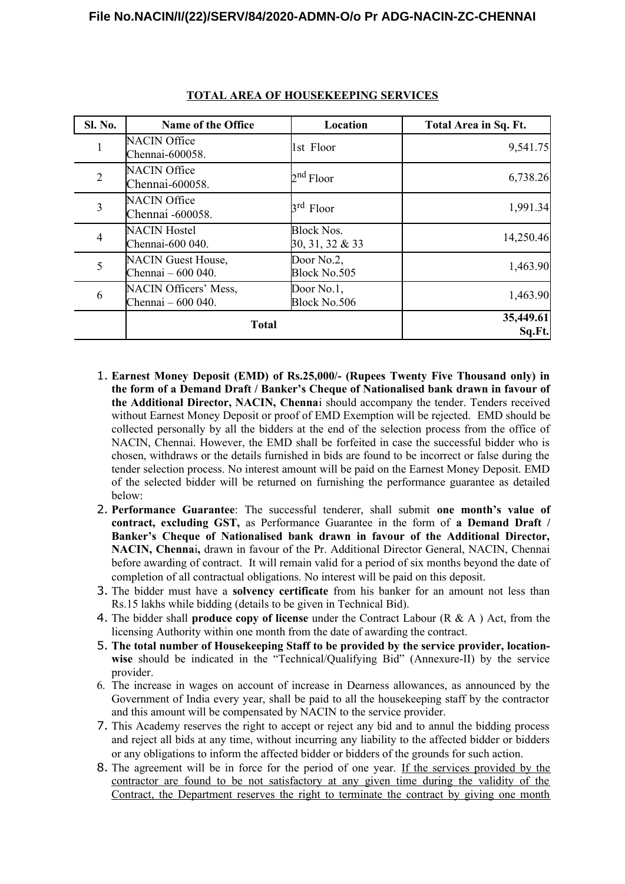## TOTAL AREA OF HOUSEKEEPING SERVICES

| Sl. No. | Name of the Office | Location | Total Area in Sq. Ft. |
|---|---|---|---|
| 1 | NACIN Office Chennai-600058. | 1st Floor | 9,541.75 |
| 2 | NACIN Office Chennai-600058. | 2nd Floor | 6,738.26 |
| 3 | NACIN Office Chennai -600058. | 3rd Floor | 1,991.34 |
| 4 | NACIN Hostel Chennai-600 040. | Block Nos. 30, 31, 32 & 33 | 14,250.46 |
| 5 | NACIN Guest House, Chennai – 600 040. | Door No.2, Block No.505 | 1,463.90 |
| 6 | NACIN Officers' Mess, Chennai – 600 040. | Door No.1, Block No.506 | 1,463.90 |
| | **Total** | | **35,449.61 Sq.Ft.** |

1. **Earnest Money Deposit (EMD) of Rs.25,000/- (Rupees Twenty Five Thousand only) in the form of a Demand Draft / Banker's Cheque of Nationalised bank drawn in favour of the Additional Director, NACIN, Chenna**i should accompany the tender. Tenders received without Earnest Money Deposit or proof of EMD Exemption will be rejected. EMD should be collected personally by all the bidders at the end of the selection process from the office of NACIN, Chennai. However, the EMD shall be forfeited in case the successful bidder who is chosen, withdraws or the details furnished in bids are found to be incorrect or false during the tender selection process. No interest amount will be paid on the Earnest Money Deposit. EMD of the selected bidder will be returned on furnishing the performance guarantee as detailed below:
2. **Performance Guarantee**: The successful tenderer, shall submit **one month's value of contract, excluding GST,** as Performance Guarantee in the form of **a Demand Draft / Banker's Cheque of Nationalised bank drawn in favour of the Additional Director, NACIN, Chenna**i**,** drawn in favour of the Pr. Additional Director General, NACIN, Chennai before awarding of contract. It will remain valid for a period of six months beyond the date of completion of all contractual obligations. No interest will be paid on this deposit.
3. The bidder must have a **solvency certificate** from his banker for an amount not less than Rs.15 lakhs while bidding (details to be given in Technical Bid).
4. The bidder shall **produce copy of license** under the Contract Labour (R & A ) Act, from the licensing Authority within one month from the date of awarding the contract.
5. **The total number of Housekeeping Staff to be provided by the service provider, location-wise** should be indicated in the "Technical/Qualifying Bid" (Annexure-II) by the service provider.
6. The increase in wages on account of increase in Dearness allowances, as announced by the Government of India every year, shall be paid to all the housekeeping staff by the contractor and this amount will be compensated by NACIN to the service provider.
7. This Academy reserves the right to accept or reject any bid and to annul the bidding process and reject all bids at any time, without incurring any liability to the affected bidder or bidders or any obligations to inform the affected bidder or bidders of the grounds for such action.
8. The agreement will be in force for the period of one year. <u>If the services provided by the contractor are found to be not satisfactory at any given time during the validity of the Contract, the Department reserves the right to terminate the contract by giving one month</u>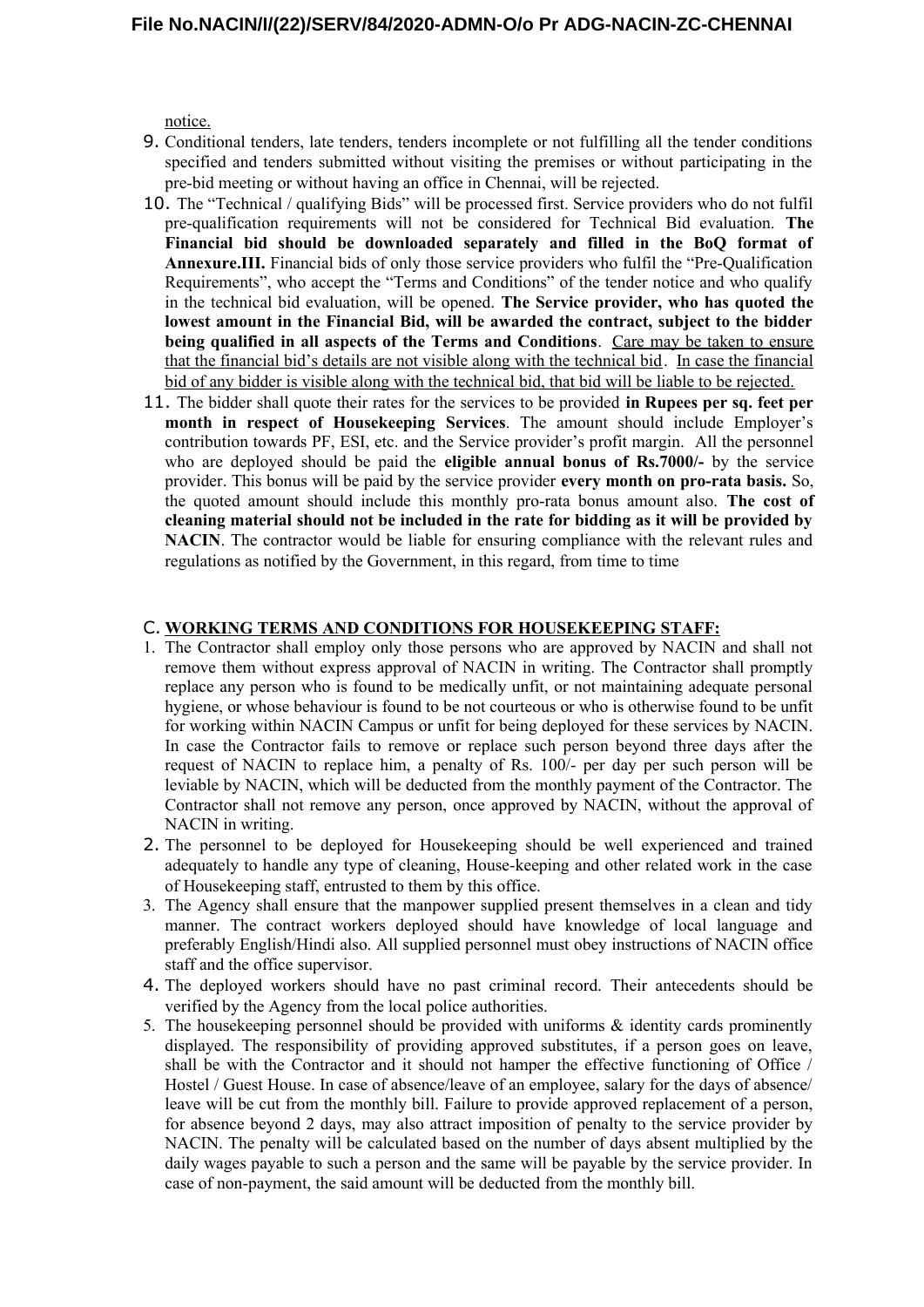notice.

9. Conditional tenders, late tenders, tenders incomplete or not fulfilling all the tender conditions specified and tenders submitted without visiting the premises or without participating in the pre-bid meeting or without having an office in Chennai, will be rejected.
10. The "Technical / qualifying Bids" will be processed first. Service providers who do not fulfil pre-qualification requirements will not be considered for Technical Bid evaluation. **The Financial bid should be downloaded separately and filled in the BoQ format of Annexure.III.** Financial bids of only those service providers who fulfil the "Pre-Qualification Requirements", who accept the "Terms and Conditions" of the tender notice and who qualify in the technical bid evaluation, will be opened. **The Service provider, who has quoted the lowest amount in the Financial Bid, will be awarded the contract, subject to the bidder being qualified in all aspects of the Terms and Conditions**. <u>Care may be taken to ensure that the financial bid's details are not visible along with the technical bid</u>. <u>In case the financial bid of any bidder is visible along with the technical bid, that bid will be liable to be rejected.</u>
11. The bidder shall quote their rates for the services to be provided **in Rupees per sq. feet per month in respect of Housekeeping Services**. The amount should include Employer's contribution towards PF, ESI, etc. and the Service provider's profit margin. All the personnel who are deployed should be paid the **eligible annual bonus of Rs.7000/-** by the service provider. This bonus will be paid by the service provider **every month on pro-rata basis.** So, the quoted amount should include this monthly pro-rata bonus amount also. **The cost of cleaning material should not be included in the rate for bidding as it will be provided by NACIN**. The contractor would be liable for ensuring compliance with the relevant rules and regulations as notified by the Government, in this regard, from time to time

## C. WORKING TERMS AND CONDITIONS FOR HOUSEKEEPING STAFF:

1. The Contractor shall employ only those persons who are approved by NACIN and shall not remove them without express approval of NACIN in writing. The Contractor shall promptly replace any person who is found to be medically unfit, or not maintaining adequate personal hygiene, or whose behaviour is found to be not courteous or who is otherwise found to be unfit for working within NACIN Campus or unfit for being deployed for these services by NACIN. In case the Contractor fails to remove or replace such person beyond three days after the request of NACIN to replace him, a penalty of Rs. 100/- per day per such person will be leviable by NACIN, which will be deducted from the monthly payment of the Contractor. The Contractor shall not remove any person, once approved by NACIN, without the approval of NACIN in writing.
2. The personnel to be deployed for Housekeeping should be well experienced and trained adequately to handle any type of cleaning, House-keeping and other related work in the case of Housekeeping staff, entrusted to them by this office.
3. The Agency shall ensure that the manpower supplied present themselves in a clean and tidy manner. The contract workers deployed should have knowledge of local language and preferably English/Hindi also. All supplied personnel must obey instructions of NACIN office staff and the office supervisor.
4. The deployed workers should have no past criminal record. Their antecedents should be verified by the Agency from the local police authorities.
5. The housekeeping personnel should be provided with uniforms & identity cards prominently displayed. The responsibility of providing approved substitutes, if a person goes on leave, shall be with the Contractor and it should not hamper the effective functioning of Office / Hostel / Guest House. In case of absence/leave of an employee, salary for the days of absence/ leave will be cut from the monthly bill. Failure to provide approved replacement of a person, for absence beyond 2 days, may also attract imposition of penalty to the service provider by NACIN. The penalty will be calculated based on the number of days absent multiplied by the daily wages payable to such a person and the same will be payable by the service provider. In case of non-payment, the said amount will be deducted from the monthly bill.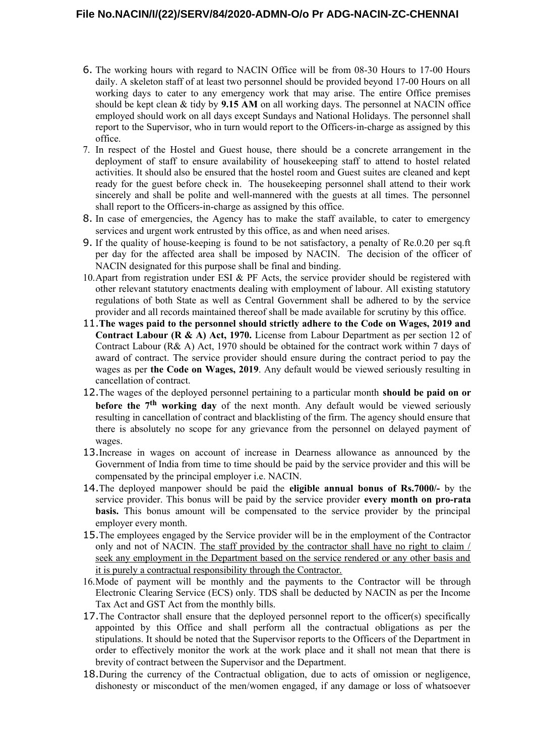6. The working hours with regard to NACIN Office will be from 08-30 Hours to 17-00 Hours daily. A skeleton staff of at least two personnel should be provided beyond 17-00 Hours on all working days to cater to any emergency work that may arise. The entire Office premises should be kept clean & tidy by **9.15 AM** on all working days. The personnel at NACIN office employed should work on all days except Sundays and National Holidays. The personnel shall report to the Supervisor, who in turn would report to the Officers-in-charge as assigned by this office.
7. In respect of the Hostel and Guest house, there should be a concrete arrangement in the deployment of staff to ensure availability of housekeeping staff to attend to hostel related activities. It should also be ensured that the hostel room and Guest suites are cleaned and kept ready for the guest before check in. The housekeeping personnel shall attend to their work sincerely and shall be polite and well-mannered with the guests at all times. The personnel shall report to the Officers-in-charge as assigned by this office.
8. In case of emergencies, the Agency has to make the staff available, to cater to emergency services and urgent work entrusted by this office, as and when need arises.
9. If the quality of house-keeping is found to be not satisfactory, a penalty of Re.0.20 per sq.ft per day for the affected area shall be imposed by NACIN. The decision of the officer of NACIN designated for this purpose shall be final and binding.
10. Apart from registration under ESI & PF Acts, the service provider should be registered with other relevant statutory enactments dealing with employment of labour. All existing statutory regulations of both State as well as Central Government shall be adhered to by the service provider and all records maintained thereof shall be made available for scrutiny by this office.
11. **The wages paid to the personnel should strictly adhere to the Code on Wages, 2019 and Contract Labour (R & A) Act, 1970.** License from Labour Department as per section 12 of Contract Labour (R& A) Act, 1970 should be obtained for the contract work within 7 days of award of contract. The service provider should ensure during the contract period to pay the wages as per **the Code on Wages, 2019**. Any default would be viewed seriously resulting in cancellation of contract.
12. The wages of the deployed personnel pertaining to a particular month **should be paid on or before the 7th working day** of the next month. Any default would be viewed seriously resulting in cancellation of contract and blacklisting of the firm. The agency should ensure that there is absolutely no scope for any grievance from the personnel on delayed payment of wages.
13. Increase in wages on account of increase in Dearness allowance as announced by the Government of India from time to time should be paid by the service provider and this will be compensated by the principal employer i.e. NACIN.
14. The deployed manpower should be paid the **eligible annual bonus of Rs.7000/-** by the service provider. This bonus will be paid by the service provider **every month on pro-rata basis.** This bonus amount will be compensated to the service provider by the principal employer every month.
15. The employees engaged by the Service provider will be in the employment of the Contractor only and not of NACIN. <u>The staff provided by the contractor shall have no right to claim / seek any employment in the Department based on the service rendered or any other basis and it is purely a contractual responsibility through the Contractor.</u>
16. Mode of payment will be monthly and the payments to the Contractor will be through Electronic Clearing Service (ECS) only. TDS shall be deducted by NACIN as per the Income Tax Act and GST Act from the monthly bills.
17. The Contractor shall ensure that the deployed personnel report to the officer(s) specifically appointed by this Office and shall perform all the contractual obligations as per the stipulations. It should be noted that the Supervisor reports to the Officers of the Department in order to effectively monitor the work at the work place and it shall not mean that there is brevity of contract between the Supervisor and the Department.
18. During the currency of the Contractual obligation, due to acts of omission or negligence, dishonesty or misconduct of the men/women engaged, if any damage or loss of whatsoever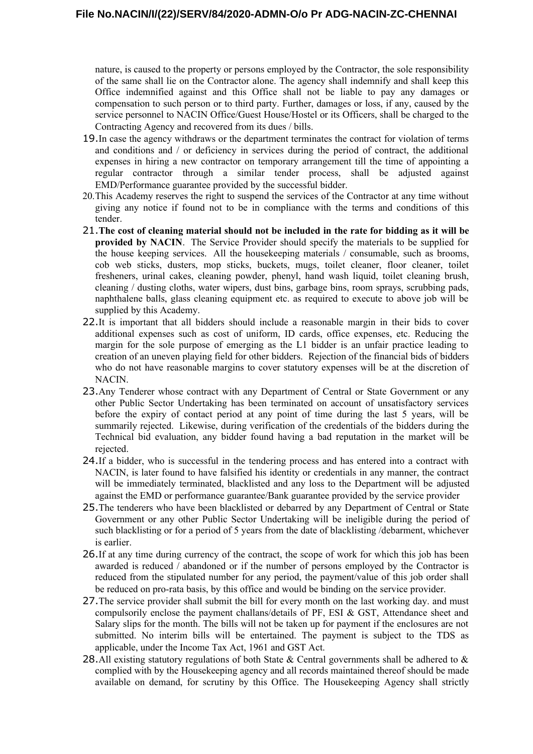nature, is caused to the property or persons employed by the Contractor, the sole responsibility of the same shall lie on the Contractor alone. The agency shall indemnify and shall keep this Office indemnified against and this Office shall not be liable to pay any damages or compensation to such person or to third party. Further, damages or loss, if any, caused by the service personnel to NACIN Office/Guest House/Hostel or its Officers, shall be charged to the Contracting Agency and recovered from its dues / bills.

19. In case the agency withdraws or the department terminates the contract for violation of terms and conditions and / or deficiency in services during the period of contract, the additional expenses in hiring a new contractor on temporary arrangement till the time of appointing a regular contractor through a similar tender process, shall be adjusted against EMD/Performance guarantee provided by the successful bidder.
20. This Academy reserves the right to suspend the services of the Contractor at any time without giving any notice if found not to be in compliance with the terms and conditions of this tender.
21. **The cost of cleaning material should not be included in the rate for bidding as it will be provided by NACIN**. The Service Provider should specify the materials to be supplied for the house keeping services. All the housekeeping materials / consumable, such as brooms, cob web sticks, dusters, mop sticks, buckets, mugs, toilet cleaner, floor cleaner, toilet fresheners, urinal cakes, cleaning powder, phenyl, hand wash liquid, toilet cleaning brush, cleaning / dusting cloths, water wipers, dust bins, garbage bins, room sprays, scrubbing pads, naphthalene balls, glass cleaning equipment etc. as required to execute to above job will be supplied by this Academy.
22. It is important that all bidders should include a reasonable margin in their bids to cover additional expenses such as cost of uniform, ID cards, office expenses, etc. Reducing the margin for the sole purpose of emerging as the L1 bidder is an unfair practice leading to creation of an uneven playing field for other bidders. Rejection of the financial bids of bidders who do not have reasonable margins to cover statutory expenses will be at the discretion of NACIN.
23. Any Tenderer whose contract with any Department of Central or State Government or any other Public Sector Undertaking has been terminated on account of unsatisfactory services before the expiry of contact period at any point of time during the last 5 years, will be summarily rejected. Likewise, during verification of the credentials of the bidders during the Technical bid evaluation, any bidder found having a bad reputation in the market will be rejected.
24. If a bidder, who is successful in the tendering process and has entered into a contract with NACIN, is later found to have falsified his identity or credentials in any manner, the contract will be immediately terminated, blacklisted and any loss to the Department will be adjusted against the EMD or performance guarantee/Bank guarantee provided by the service provider
25. The tenderers who have been blacklisted or debarred by any Department of Central or State Government or any other Public Sector Undertaking will be ineligible during the period of such blacklisting or for a period of 5 years from the date of blacklisting /debarment, whichever is earlier.
26. If at any time during currency of the contract, the scope of work for which this job has been awarded is reduced / abandoned or if the number of persons employed by the Contractor is reduced from the stipulated number for any period, the payment/value of this job order shall be reduced on pro-rata basis, by this office and would be binding on the service provider.
27. The service provider shall submit the bill for every month on the last working day. and must compulsorily enclose the payment challans/details of PF, ESI & GST, Attendance sheet and Salary slips for the month. The bills will not be taken up for payment if the enclosures are not submitted. No interim bills will be entertained. The payment is subject to the TDS as applicable, under the Income Tax Act, 1961 and GST Act.
28. All existing statutory regulations of both State & Central governments shall be adhered to & complied with by the Housekeeping agency and all records maintained thereof should be made available on demand, for scrutiny by this Office. The Housekeeping Agency shall strictly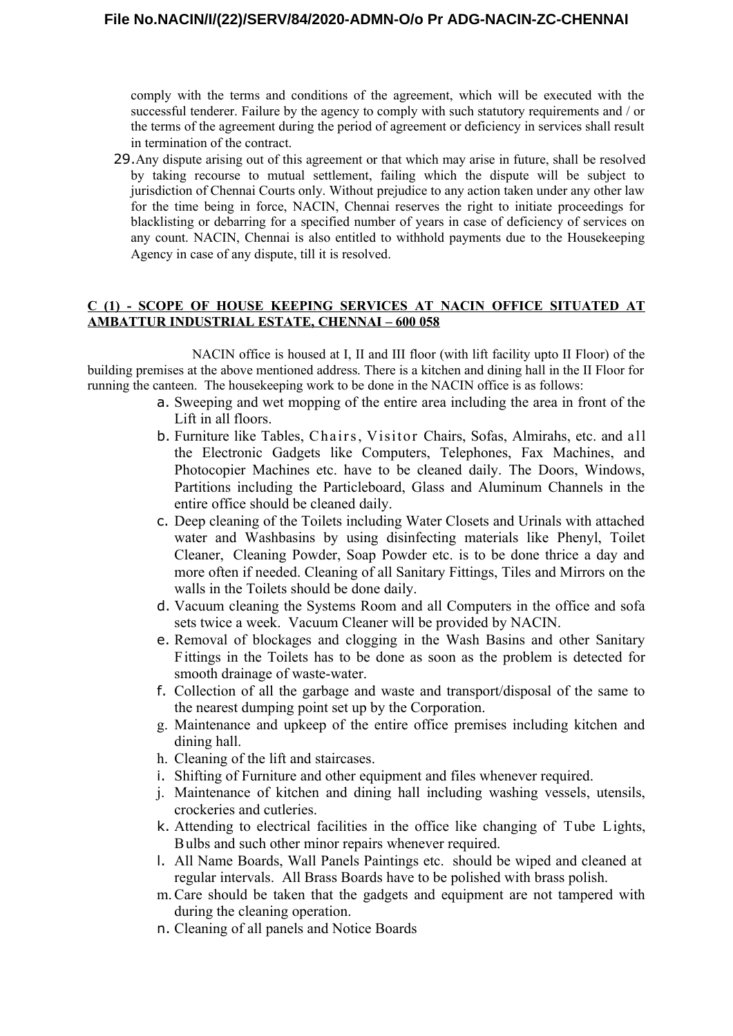comply with the terms and conditions of the agreement, which will be executed with the successful tenderer. Failure by the agency to comply with such statutory requirements and / or the terms of the agreement during the period of agreement or deficiency in services shall result in termination of the contract.

29. Any dispute arising out of this agreement or that which may arise in future, shall be resolved by taking recourse to mutual settlement, failing which the dispute will be subject to jurisdiction of Chennai Courts only. Without prejudice to any action taken under any other law for the time being in force, NACIN, Chennai reserves the right to initiate proceedings for blacklisting or debarring for a specified number of years in case of deficiency of services on any count. NACIN, Chennai is also entitled to withhold payments due to the Housekeeping Agency in case of any dispute, till it is resolved.

**C (1) - SCOPE OF HOUSE KEEPING SERVICES AT NACIN OFFICE SITUATED AT AMBATTUR INDUSTRIAL ESTATE, CHENNAI – 600 058**

NACIN office is housed at I, II and III floor (with lift facility upto II Floor) of the building premises at the above mentioned address. There is a kitchen and dining hall in the II Floor for running the canteen. The housekeeping work to be done in the NACIN office is as follows:

a. Sweeping and wet mopping of the entire area including the area in front of the Lift in all floors.
b. Furniture like Tables, Chairs, Visitor Chairs, Sofas, Almirahs, etc. and all the Electronic Gadgets like Computers, Telephones, Fax Machines, and Photocopier Machines etc. have to be cleaned daily. The Doors, Windows, Partitions including the Particleboard, Glass and Aluminum Channels in the entire office should be cleaned daily.
c. Deep cleaning of the Toilets including Water Closets and Urinals with attached water and Washbasins by using disinfecting materials like Phenyl, Toilet Cleaner, Cleaning Powder, Soap Powder etc. is to be done thrice a day and more often if needed. Cleaning of all Sanitary Fittings, Tiles and Mirrors on the walls in the Toilets should be done daily.
d. Vacuum cleaning the Systems Room and all Computers in the office and sofa sets twice a week. Vacuum Cleaner will be provided by NACIN.
e. Removal of blockages and clogging in the Wash Basins and other Sanitary Fittings in the Toilets has to be done as soon as the problem is detected for smooth drainage of waste-water.
f. Collection of all the garbage and waste and transport/disposal of the same to the nearest dumping point set up by the Corporation.
g. Maintenance and upkeep of the entire office premises including kitchen and dining hall.
h. Cleaning of the lift and staircases.
i. Shifting of Furniture and other equipment and files whenever required.
j. Maintenance of kitchen and dining hall including washing vessels, utensils, crockeries and cutleries.
k. Attending to electrical facilities in the office like changing of Tube Lights, Bulbs and such other minor repairs whenever required.
l. All Name Boards, Wall Panels Paintings etc. should be wiped and cleaned at regular intervals. All Brass Boards have to be polished with brass polish.
m. Care should be taken that the gadgets and equipment are not tampered with during the cleaning operation.
n. Cleaning of all panels and Notice Boards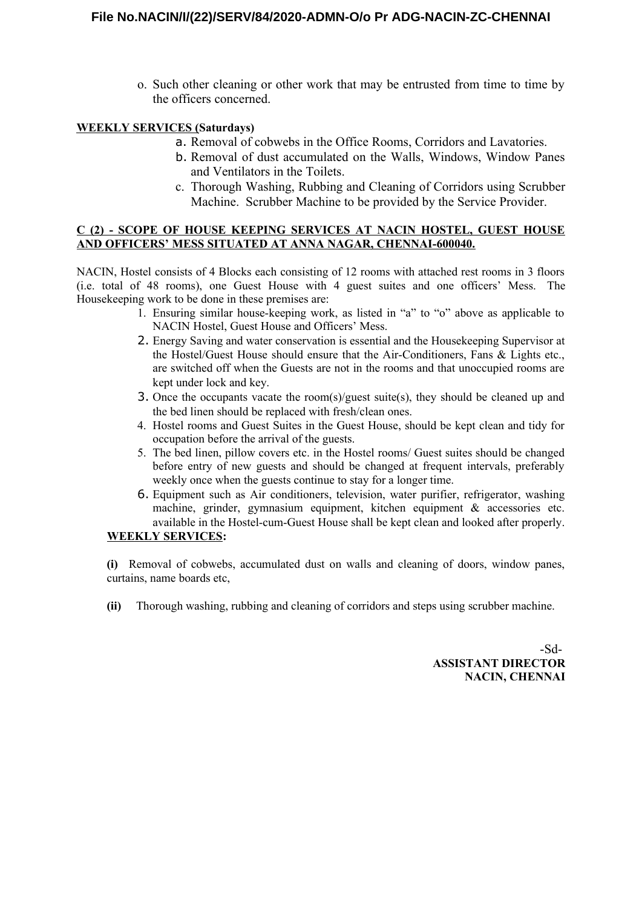o. Such other cleaning or other work that may be entrusted from time to time by the officers concerned.

**WEEKLY SERVICES (Saturdays)**

a. Removal of cobwebs in the Office Rooms, Corridors and Lavatories.
b. Removal of dust accumulated on the Walls, Windows, Window Panes and Ventilators in the Toilets.
c. Thorough Washing, Rubbing and Cleaning of Corridors using Scrubber Machine. Scrubber Machine to be provided by the Service Provider.

**C (2) - SCOPE OF HOUSE KEEPING SERVICES AT NACIN HOSTEL, GUEST HOUSE AND OFFICERS' MESS SITUATED AT ANNA NAGAR, CHENNAI-600040.**

NACIN, Hostel consists of 4 Blocks each consisting of 12 rooms with attached rest rooms in 3 floors (i.e. total of 48 rooms), one Guest House with 4 guest suites and one officers' Mess. The Housekeeping work to be done in these premises are:

1. Ensuring similar house-keeping work, as listed in "a" to "o" above as applicable to NACIN Hostel, Guest House and Officers' Mess.
2. Energy Saving and water conservation is essential and the Housekeeping Supervisor at the Hostel/Guest House should ensure that the Air-Conditioners, Fans & Lights etc., are switched off when the Guests are not in the rooms and that unoccupied rooms are kept under lock and key.
3. Once the occupants vacate the room(s)/guest suite(s), they should be cleaned up and the bed linen should be replaced with fresh/clean ones.
4. Hostel rooms and Guest Suites in the Guest House, should be kept clean and tidy for occupation before the arrival of the guests.
5. The bed linen, pillow covers etc. in the Hostel rooms/ Guest suites should be changed before entry of new guests and should be changed at frequent intervals, preferably weekly once when the guests continue to stay for a longer time.
6. Equipment such as Air conditioners, television, water purifier, refrigerator, washing machine, grinder, gymnasium equipment, kitchen equipment & accessories etc. available in the Hostel-cum-Guest House shall be kept clean and looked after properly.

**WEEKLY SERVICES:**

**(i)** Removal of cobwebs, accumulated dust on walls and cleaning of doors, window panes, curtains, name boards etc,

**(ii)** Thorough washing, rubbing and cleaning of corridors and steps using scrubber machine.

-Sd-
**ASSISTANT DIRECTOR**
**NACIN, CHENNAI**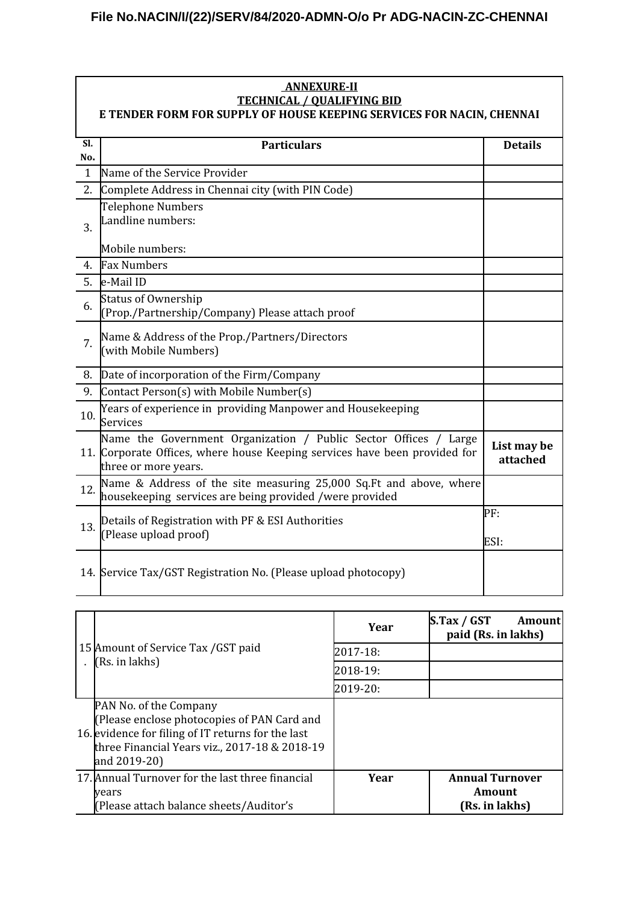**ANNEXURE-II**

**TECHNICAL / QUALIFYING BID**

**E TENDER FORM FOR SUPPLY OF HOUSE KEEPING SERVICES FOR NACIN, CHENNAI**

| Sl. No. | Particulars | Details |
|---|---|---|
| 1 | Name of the Service Provider | |
| 2. | Complete Address in Chennai city (with PIN Code) | |
| 3. | Telephone Numbers<br>Landline numbers:<br><br>Mobile numbers: | |
| 4. | Fax Numbers | |
| 5. | e-Mail ID | |
| 6. | Status of Ownership<br>(Prop./Partnership/Company) Please attach proof | |
| 7. | Name & Address of the Prop./Partners/Directors<br>(with Mobile Numbers) | |
| 8. | Date of incorporation of the Firm/Company | |
| 9. | Contact Person(s) with Mobile Number(s) | |
| 10. | Years of experience in providing Manpower and Housekeeping Services | |
| 11. | Name the Government Organization / Public Sector Offices / Large Corporate Offices, where house Keeping services have been provided for three or more years. | **List may be attached** |
| 12. | Name & Address of the site measuring 25,000 Sq.Ft and above, where housekeeping services are being provided /were provided | |
| 13. | Details of Registration with PF & ESI Authorities<br>(Please upload proof) | PF:<br><br>ESI: |
| 14. | Service Tax/GST Registration No. (Please upload photocopy) | |

| Sl. No. | Particulars | Year | S.Tax / GST Amount paid (Rs. in lakhs) |
|---|---|---|---|
| 15. | Amount of Service Tax /GST paid (Rs. in lakhs) | 2017-18: | |
| | | 2018-19: | |
| | | 2019-20: | |
| 16. | PAN No. of the Company<br>(Please enclose photocopies of PAN Card and evidence for filing of IT returns for the last three Financial Years viz., 2017-18 & 2018-19 and 2019-20) | | |
| 17. | Annual Turnover for the last three financial years<br>(Please attach balance sheets/Auditor's | **Year** | **Annual Turnover Amount (Rs. in lakhs)** |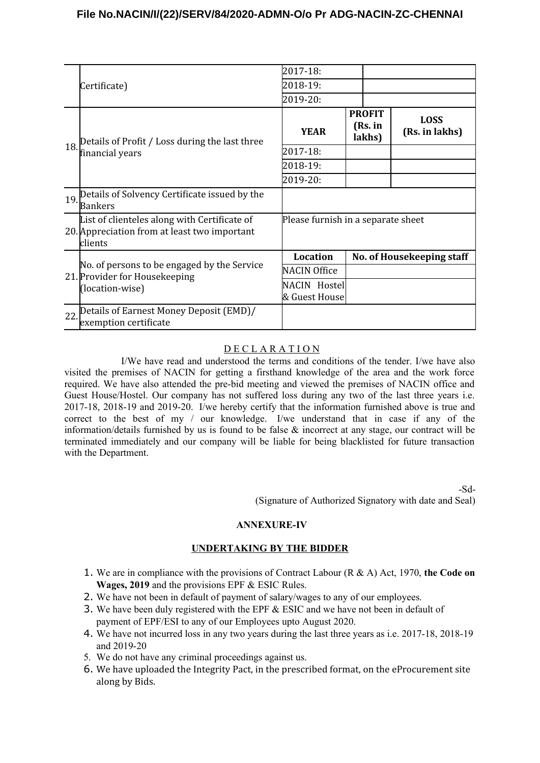| | | | | |
|---|---|---|---|---|
| | Certificate) | 2017-18: | | |
| | | 2018-19: | | |
| | | 2019-20: | | |
| 18. | Details of Profit / Loss during the last three financial years | **YEAR** | **PROFIT (Rs. in lakhs)** | **LOSS (Rs. in lakhs)** |
| | | 2017-18: | | |
| | | 2018-19: | | |
| | | 2019-20: | | |
| 19. | Details of Solvency Certificate issued by the Bankers | | | |
| 20. | List of clienteles along with Certificate of Appreciation from at least two important clients | Please furnish in a separate sheet | | |
| 21. | No. of persons to be engaged by the Service Provider for Housekeeping (location-wise) | **Location** | **No. of Housekeeping staff** | |
| | | NACIN Office | | |
| | | NACIN Hostel & Guest House | | |
| 22. | Details of Earnest Money Deposit (EMD)/ exemption certificate | | | |

## DECLARATION

I/We have read and understood the terms and conditions of the tender. I/we have also visited the premises of NACIN for getting a firsthand knowledge of the area and the work force required. We have also attended the pre-bid meeting and viewed the premises of NACIN office and Guest House/Hostel. Our company has not suffered loss during any two of the last three years i.e. 2017-18, 2018-19 and 2019-20. I/we hereby certify that the information furnished above is true and correct to the best of my / our knowledge. I/we understand that in case if any of the information/details furnished by us is found to be false & incorrect at any stage, our contract will be terminated immediately and our company will be liable for being blacklisted for future transaction with the Department.

-Sd-

(Signature of Authorized Signatory with date and Seal)

## ANNEXURE-IV

### UNDERTAKING BY THE BIDDER

1. We are in compliance with the provisions of Contract Labour (R & A) Act, 1970, **the Code on Wages, 2019** and the provisions EPF & ESIC Rules.
2. We have not been in default of payment of salary/wages to any of our employees.
3. We have been duly registered with the EPF & ESIC and we have not been in default of payment of EPF/ESI to any of our Employees upto August 2020.
4. We have not incurred loss in any two years during the last three years as i.e. 2017-18, 2018-19 and 2019-20
5. We do not have any criminal proceedings against us.
6. We have uploaded the Integrity Pact, in the prescribed format, on the eProcurement site along by Bids.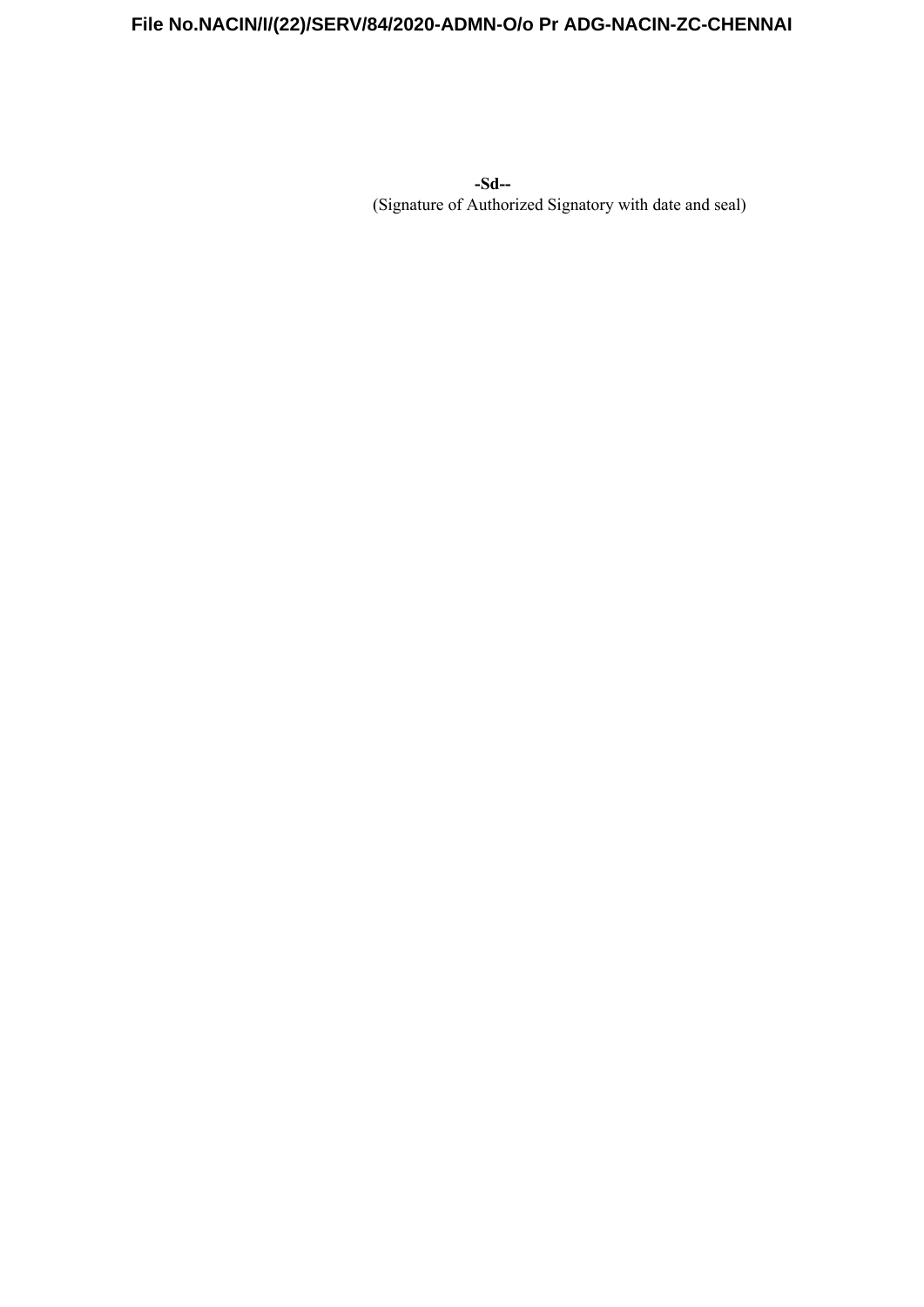**-Sd--**

(Signature of Authorized Signatory with date and seal)